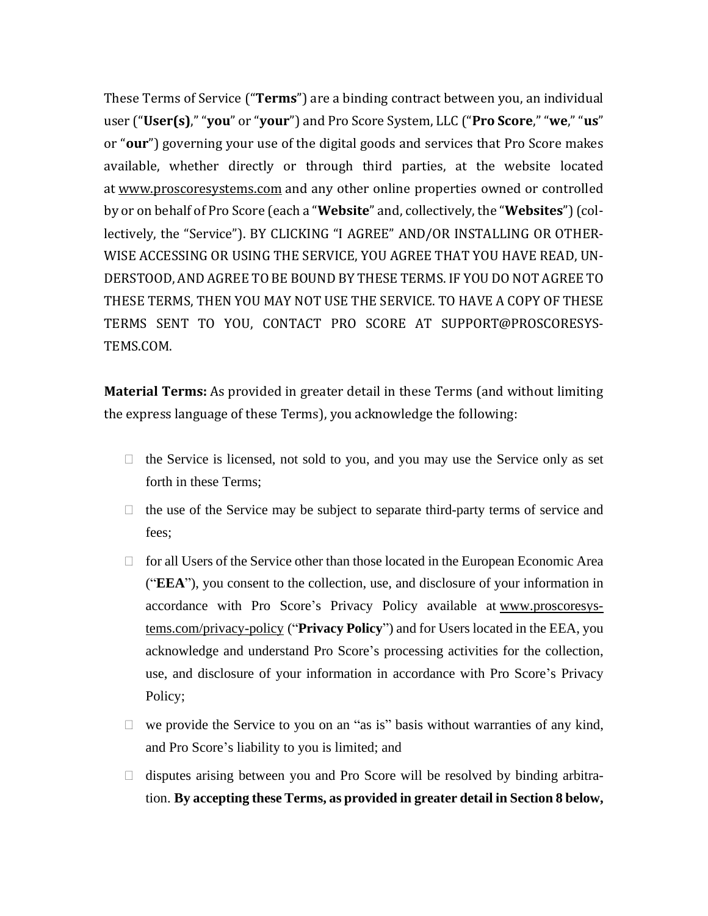These Terms of Service ("**Terms**") are a binding contract between you, an individual user ("**User(s)**," "**you**" or "**your**") and Pro Score System, LLC ("**Pro Score**," "**we**," "**us**" or "**our**") governing your use of the digital goods and services that Pro Score makes available, whether directly or through third parties, at the website located at www.proscoresystems.com and any other online properties owned or controlled by or on behalf of Pro Score (each a "**Website**" and, collectively, the "**Websites**") (collectively, the "Service"). BY CLICKING "I AGREE" AND/OR INSTALLING OR OTHERWISE ACCESSING OR USING THE SERVICE, YOU AGREE THAT YOU HAVE READ, UNDERSTOOD, AND AGREE TO BE BOUND BY THESE TERMS. IF YOU DO NOT AGREE TO THESE TERMS, THEN YOU MAY NOT USE THE SERVICE. TO HAVE A COPY OF THESE TERMS SENT TO YOU, CONTACT PRO SCORE AT SUPPORT@PROSCORESYSTEMS.COM.

**Material Terms:** As provided in greater detail in these Terms (and without limiting the express language of these Terms), you acknowledge the following:

- the Service is licensed, not sold to you, and you may use the Service only as set forth in these Terms;
- the use of the Service may be subject to separate third-party terms of service and fees;
- for all Users of the Service other than those located in the European Economic Area ("**EEA**"), you consent to the collection, use, and disclosure of your information in accordance with Pro Score's Privacy Policy available at www.proscoresystems.com/privacy-policy ("**Privacy Policy**") and for Users located in the EEA, you acknowledge and understand Pro Score's processing activities for the collection, use, and disclosure of your information in accordance with Pro Score's Privacy Policy;
- we provide the Service to you on an "as is" basis without warranties of any kind, and Pro Score's liability to you is limited; and
- disputes arising between you and Pro Score will be resolved by binding arbitration. **By accepting these Terms, as provided in greater detail in Section 8 below,**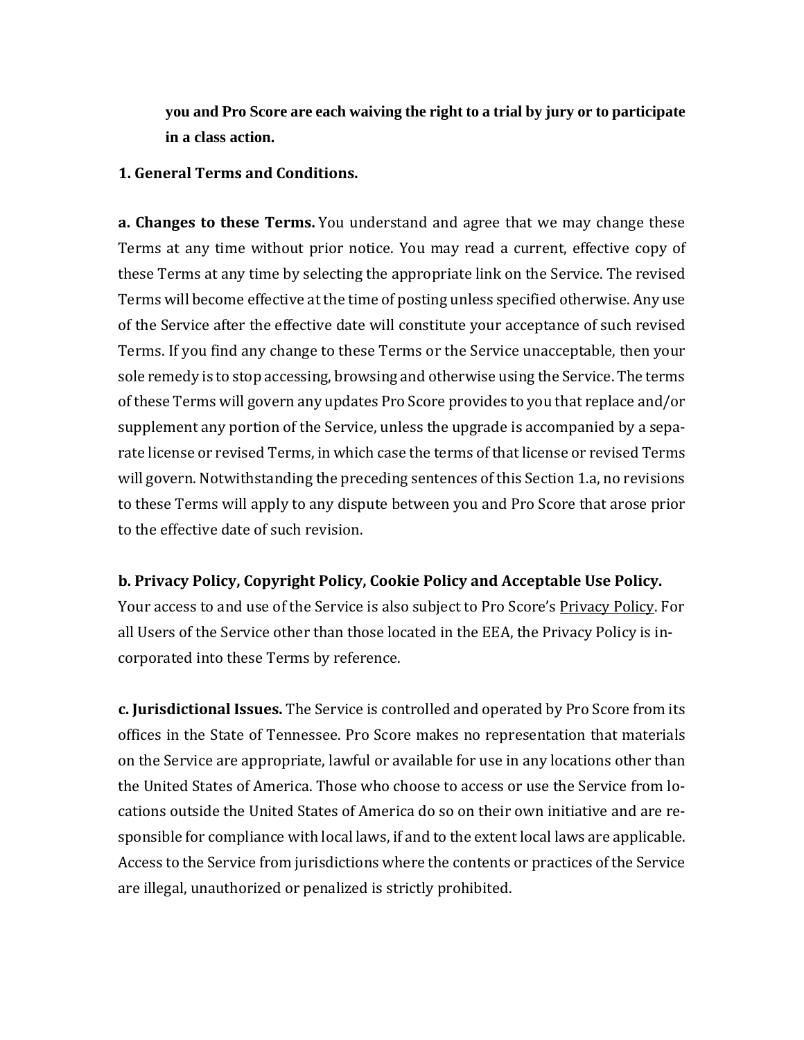**you and Pro Score are each waiving the right to a trial by jury or to participate in a class action.**

**1. General Terms and Conditions.**

**a. Changes to these Terms.** You understand and agree that we may change these Terms at any time without prior notice. You may read a current, effective copy of these Terms at any time by selecting the appropriate link on the Service. The revised Terms will become effective at the time of posting unless specified otherwise. Any use of the Service after the effective date will constitute your acceptance of such revised Terms. If you find any change to these Terms or the Service unacceptable, then your sole remedy is to stop accessing, browsing and otherwise using the Service. The terms of these Terms will govern any updates Pro Score provides to you that replace and/or supplement any portion of the Service, unless the upgrade is accompanied by a separate license or revised Terms, in which case the terms of that license or revised Terms will govern. Notwithstanding the preceding sentences of this Section 1.a, no revisions to these Terms will apply to any dispute between you and Pro Score that arose prior to the effective date of such revision.

**b. Privacy Policy, Copyright Policy, Cookie Policy and Acceptable Use Policy.** Your access to and use of the Service is also subject to Pro Score's Privacy Policy. For all Users of the Service other than those located in the EEA, the Privacy Policy is incorporated into these Terms by reference.

**c. Jurisdictional Issues.** The Service is controlled and operated by Pro Score from its offices in the State of Tennessee. Pro Score makes no representation that materials on the Service are appropriate, lawful or available for use in any locations other than the United States of America. Those who choose to access or use the Service from locations outside the United States of America do so on their own initiative and are responsible for compliance with local laws, if and to the extent local laws are applicable. Access to the Service from jurisdictions where the contents or practices of the Service are illegal, unauthorized or penalized is strictly prohibited.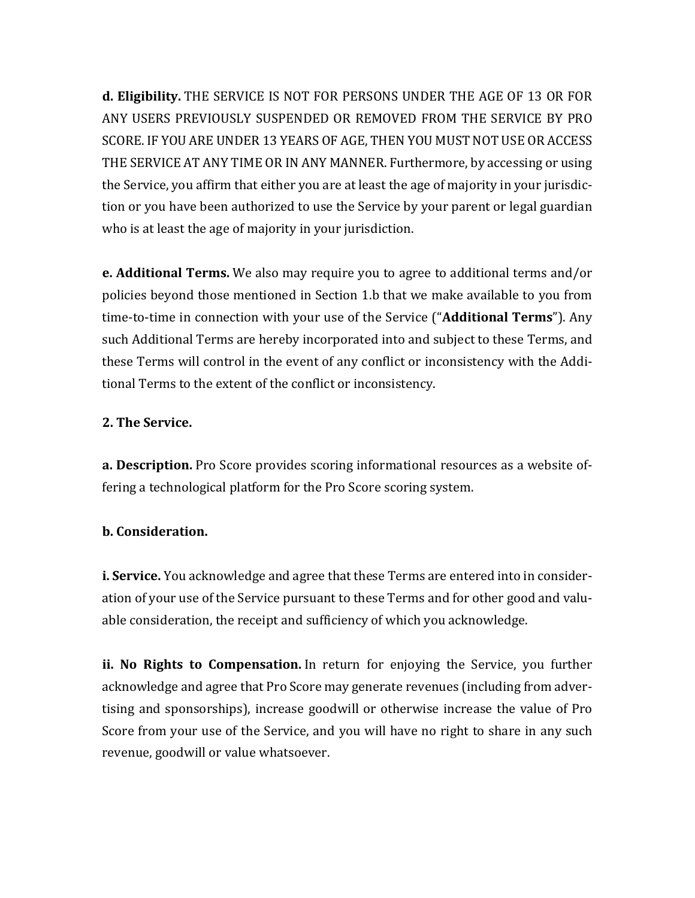**d. Eligibility.** THE SERVICE IS NOT FOR PERSONS UNDER THE AGE OF 13 OR FOR ANY USERS PREVIOUSLY SUSPENDED OR REMOVED FROM THE SERVICE BY PRO SCORE. IF YOU ARE UNDER 13 YEARS OF AGE, THEN YOU MUST NOT USE OR ACCESS THE SERVICE AT ANY TIME OR IN ANY MANNER. Furthermore, by accessing or using the Service, you affirm that either you are at least the age of majority in your jurisdiction or you have been authorized to use the Service by your parent or legal guardian who is at least the age of majority in your jurisdiction.

**e. Additional Terms.** We also may require you to agree to additional terms and/or policies beyond those mentioned in Section 1.b that we make available to you from time-to-time in connection with your use of the Service ("**Additional Terms**"). Any such Additional Terms are hereby incorporated into and subject to these Terms, and these Terms will control in the event of any conflict or inconsistency with the Additional Terms to the extent of the conflict or inconsistency.

**2. The Service.**

**a. Description.** Pro Score provides scoring informational resources as a website offering a technological platform for the Pro Score scoring system.

**b. Consideration.**

**i. Service.** You acknowledge and agree that these Terms are entered into in consideration of your use of the Service pursuant to these Terms and for other good and valuable consideration, the receipt and sufficiency of which you acknowledge.

**ii. No Rights to Compensation.** In return for enjoying the Service, you further acknowledge and agree that Pro Score may generate revenues (including from advertising and sponsorships), increase goodwill or otherwise increase the value of Pro Score from your use of the Service, and you will have no right to share in any such revenue, goodwill or value whatsoever.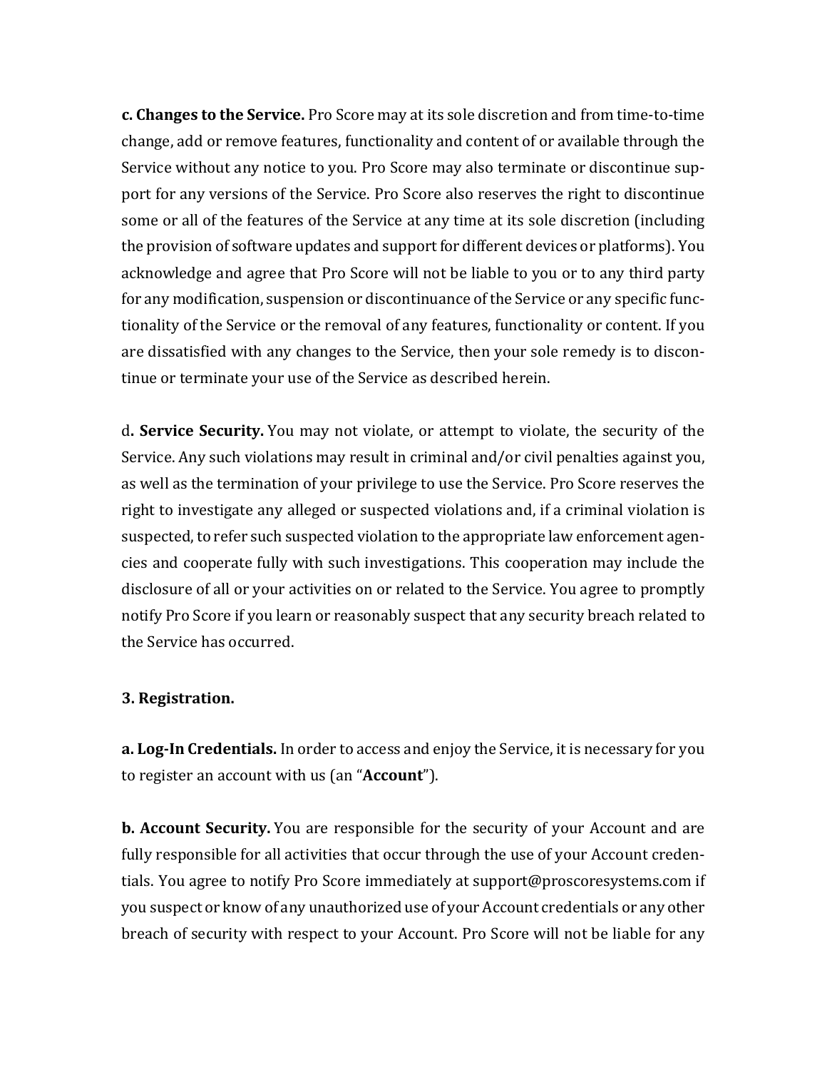**c. Changes to the Service.** Pro Score may at its sole discretion and from time-to-time change, add or remove features, functionality and content of or available through the Service without any notice to you. Pro Score may also terminate or discontinue support for any versions of the Service. Pro Score also reserves the right to discontinue some or all of the features of the Service at any time at its sole discretion (including the provision of software updates and support for different devices or platforms). You acknowledge and agree that Pro Score will not be liable to you or to any third party for any modification, suspension or discontinuance of the Service or any specific functionality of the Service or the removal of any features, functionality or content. If you are dissatisfied with any changes to the Service, then your sole remedy is to discontinue or terminate your use of the Service as described herein.

d**. Service Security.** You may not violate, or attempt to violate, the security of the Service. Any such violations may result in criminal and/or civil penalties against you, as well as the termination of your privilege to use the Service. Pro Score reserves the right to investigate any alleged or suspected violations and, if a criminal violation is suspected, to refer such suspected violation to the appropriate law enforcement agencies and cooperate fully with such investigations. This cooperation may include the disclosure of all or your activities on or related to the Service. You agree to promptly notify Pro Score if you learn or reasonably suspect that any security breach related to the Service has occurred.

**3. Registration.**

**a. Log-In Credentials.** In order to access and enjoy the Service, it is necessary for you to register an account with us (an "**Account**").

**b. Account Security.** You are responsible for the security of your Account and are fully responsible for all activities that occur through the use of your Account credentials. You agree to notify Pro Score immediately at support@proscoresystems.com if you suspect or know of any unauthorized use of your Account credentials or any other breach of security with respect to your Account. Pro Score will not be liable for any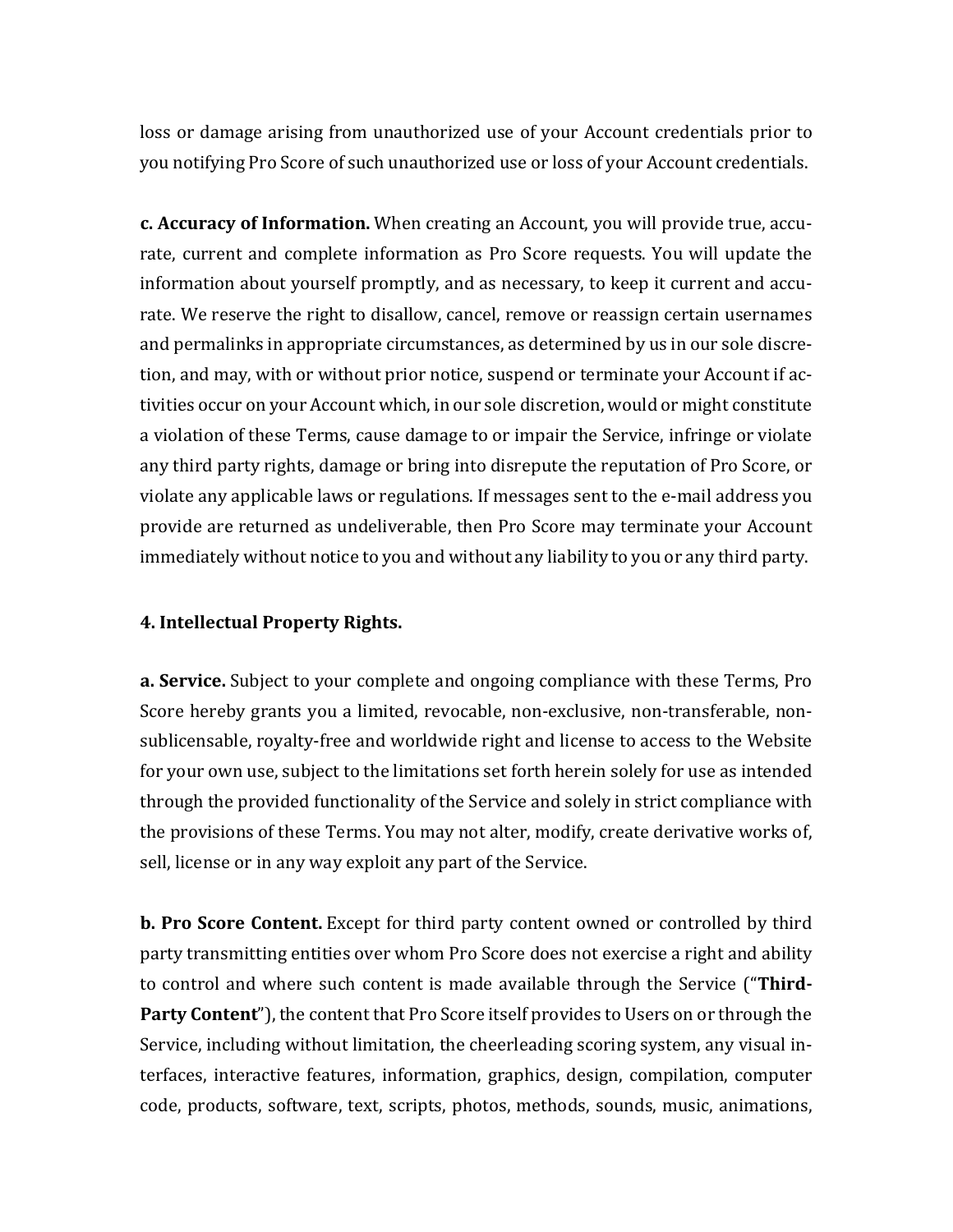loss or damage arising from unauthorized use of your Account credentials prior to you notifying Pro Score of such unauthorized use or loss of your Account credentials.

**c. Accuracy of Information.** When creating an Account, you will provide true, accurate, current and complete information as Pro Score requests. You will update the information about yourself promptly, and as necessary, to keep it current and accurate. We reserve the right to disallow, cancel, remove or reassign certain usernames and permalinks in appropriate circumstances, as determined by us in our sole discretion, and may, with or without prior notice, suspend or terminate your Account if activities occur on your Account which, in our sole discretion, would or might constitute a violation of these Terms, cause damage to or impair the Service, infringe or violate any third party rights, damage or bring into disrepute the reputation of Pro Score, or violate any applicable laws or regulations. If messages sent to the e-mail address you provide are returned as undeliverable, then Pro Score may terminate your Account immediately without notice to you and without any liability to you or any third party.

**4. Intellectual Property Rights.**

**a. Service.** Subject to your complete and ongoing compliance with these Terms, Pro Score hereby grants you a limited, revocable, non-exclusive, non-transferable, non-sublicensable, royalty-free and worldwide right and license to access to the Website for your own use, subject to the limitations set forth herein solely for use as intended through the provided functionality of the Service and solely in strict compliance with the provisions of these Terms. You may not alter, modify, create derivative works of, sell, license or in any way exploit any part of the Service.

**b. Pro Score Content.** Except for third party content owned or controlled by third party transmitting entities over whom Pro Score does not exercise a right and ability to control and where such content is made available through the Service ("**Third-Party Content**"), the content that Pro Score itself provides to Users on or through the Service, including without limitation, the cheerleading scoring system, any visual interfaces, interactive features, information, graphics, design, compilation, computer code, products, software, text, scripts, photos, methods, sounds, music, animations,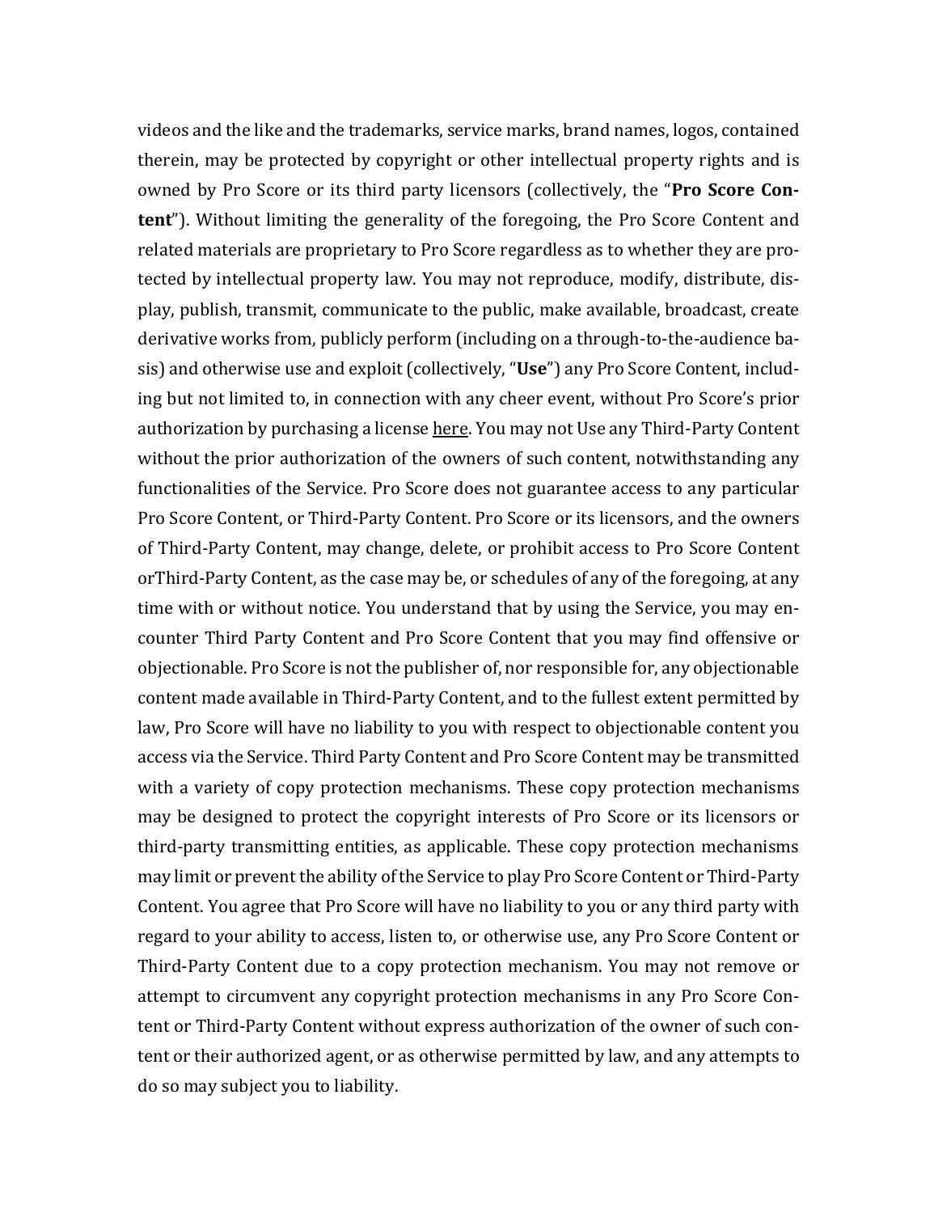videos and the like and the trademarks, service marks, brand names, logos, contained therein, may be protected by copyright or other intellectual property rights and is owned by Pro Score or its third party licensors (collectively, the "**Pro Score Content**"). Without limiting the generality of the foregoing, the Pro Score Content and related materials are proprietary to Pro Score regardless as to whether they are protected by intellectual property law. You may not reproduce, modify, distribute, display, publish, transmit, communicate to the public, make available, broadcast, create derivative works from, publicly perform (including on a through-to-the-audience basis) and otherwise use and exploit (collectively, "**Use**") any Pro Score Content, including but not limited to, in connection with any cheer event, without Pro Score's prior authorization by purchasing a license here. You may not Use any Third-Party Content without the prior authorization of the owners of such content, notwithstanding any functionalities of the Service. Pro Score does not guarantee access to any particular Pro Score Content, or Third-Party Content. Pro Score or its licensors, and the owners of Third-Party Content, may change, delete, or prohibit access to Pro Score Content orThird-Party Content, as the case may be, or schedules of any of the foregoing, at any time with or without notice. You understand that by using the Service, you may encounter Third Party Content and Pro Score Content that you may find offensive or objectionable. Pro Score is not the publisher of, nor responsible for, any objectionable content made available in Third-Party Content, and to the fullest extent permitted by law, Pro Score will have no liability to you with respect to objectionable content you access via the Service. Third Party Content and Pro Score Content may be transmitted with a variety of copy protection mechanisms. These copy protection mechanisms may be designed to protect the copyright interests of Pro Score or its licensors or third-party transmitting entities, as applicable. These copy protection mechanisms may limit or prevent the ability of the Service to play Pro Score Content or Third-Party Content. You agree that Pro Score will have no liability to you or any third party with regard to your ability to access, listen to, or otherwise use, any Pro Score Content or Third-Party Content due to a copy protection mechanism. You may not remove or attempt to circumvent any copyright protection mechanisms in any Pro Score Content or Third-Party Content without express authorization of the owner of such content or their authorized agent, or as otherwise permitted by law, and any attempts to do so may subject you to liability.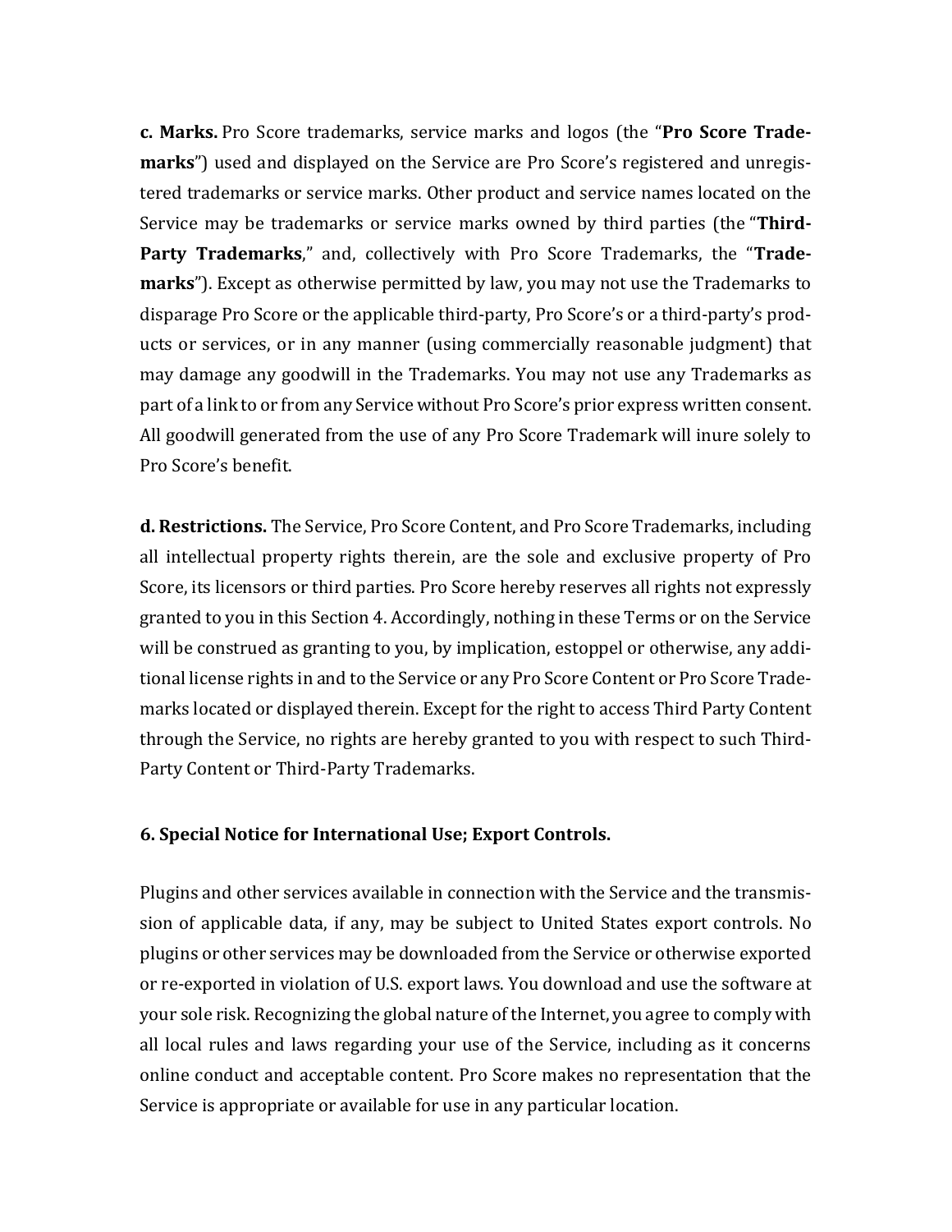**c. Marks.** Pro Score trademarks, service marks and logos (the "**Pro Score Trademarks**") used and displayed on the Service are Pro Score's registered and unregistered trademarks or service marks. Other product and service names located on the Service may be trademarks or service marks owned by third parties (the "**Third-Party Trademarks**," and, collectively with Pro Score Trademarks, the "**Trademarks**"). Except as otherwise permitted by law, you may not use the Trademarks to disparage Pro Score or the applicable third-party, Pro Score's or a third-party's products or services, or in any manner (using commercially reasonable judgment) that may damage any goodwill in the Trademarks. You may not use any Trademarks as part of a link to or from any Service without Pro Score's prior express written consent. All goodwill generated from the use of any Pro Score Trademark will inure solely to Pro Score's benefit.

**d. Restrictions.** The Service, Pro Score Content, and Pro Score Trademarks, including all intellectual property rights therein, are the sole and exclusive property of Pro Score, its licensors or third parties. Pro Score hereby reserves all rights not expressly granted to you in this Section 4. Accordingly, nothing in these Terms or on the Service will be construed as granting to you, by implication, estoppel or otherwise, any additional license rights in and to the Service or any Pro Score Content or Pro Score Trademarks located or displayed therein. Except for the right to access Third Party Content through the Service, no rights are hereby granted to you with respect to such Third-Party Content or Third-Party Trademarks.

**6. Special Notice for International Use; Export Controls.**

Plugins and other services available in connection with the Service and the transmission of applicable data, if any, may be subject to United States export controls. No plugins or other services may be downloaded from the Service or otherwise exported or re-exported in violation of U.S. export laws. You download and use the software at your sole risk. Recognizing the global nature of the Internet, you agree to comply with all local rules and laws regarding your use of the Service, including as it concerns online conduct and acceptable content. Pro Score makes no representation that the Service is appropriate or available for use in any particular location.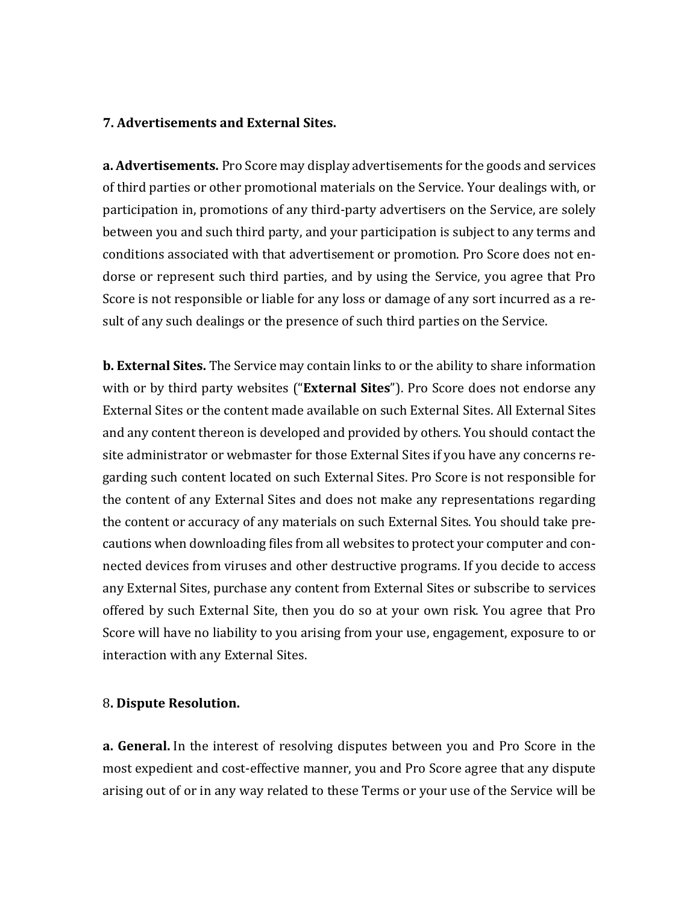**7. Advertisements and External Sites.**

**a. Advertisements.** Pro Score may display advertisements for the goods and services of third parties or other promotional materials on the Service. Your dealings with, or participation in, promotions of any third-party advertisers on the Service, are solely between you and such third party, and your participation is subject to any terms and conditions associated with that advertisement or promotion. Pro Score does not endorse or represent such third parties, and by using the Service, you agree that Pro Score is not responsible or liable for any loss or damage of any sort incurred as a result of any such dealings or the presence of such third parties on the Service.

**b. External Sites.** The Service may contain links to or the ability to share information with or by third party websites ("**External Sites**"). Pro Score does not endorse any External Sites or the content made available on such External Sites. All External Sites and any content thereon is developed and provided by others. You should contact the site administrator or webmaster for those External Sites if you have any concerns regarding such content located on such External Sites. Pro Score is not responsible for the content of any External Sites and does not make any representations regarding the content or accuracy of any materials on such External Sites. You should take precautions when downloading files from all websites to protect your computer and connected devices from viruses and other destructive programs. If you decide to access any External Sites, purchase any content from External Sites or subscribe to services offered by such External Site, then you do so at your own risk. You agree that Pro Score will have no liability to you arising from your use, engagement, exposure to or interaction with any External Sites.

8**. Dispute Resolution.**

**a. General.** In the interest of resolving disputes between you and Pro Score in the most expedient and cost-effective manner, you and Pro Score agree that any dispute arising out of or in any way related to these Terms or your use of the Service will be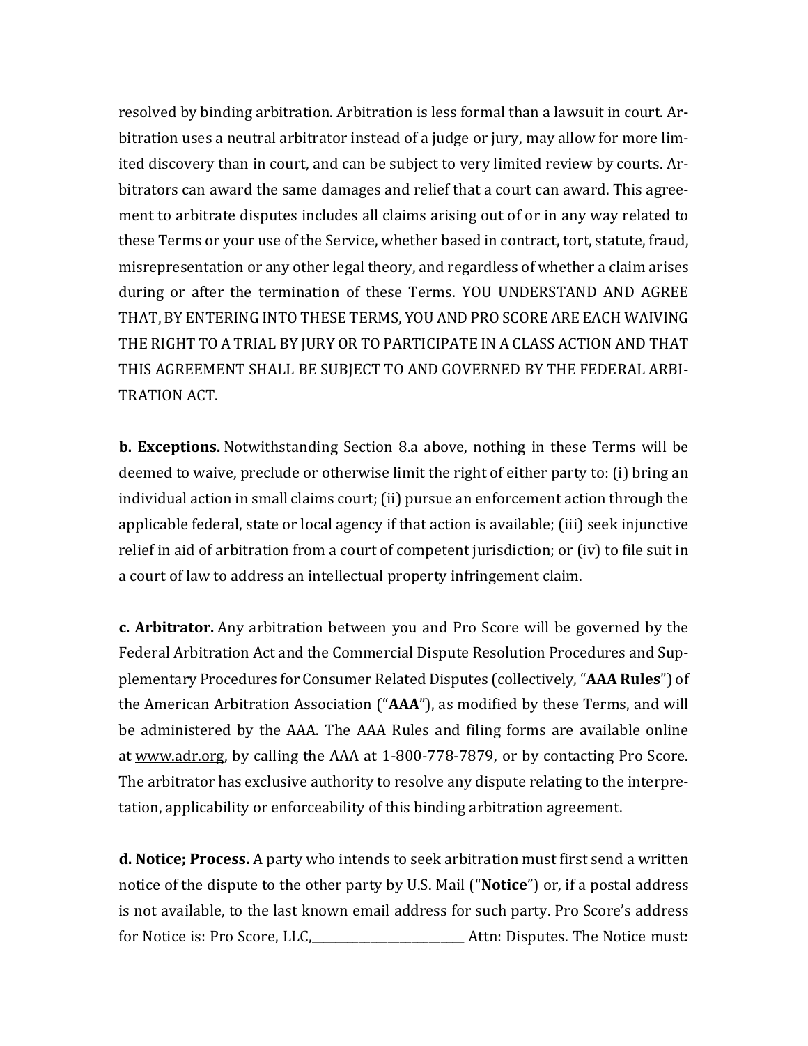resolved by binding arbitration. Arbitration is less formal than a lawsuit in court. Arbitration uses a neutral arbitrator instead of a judge or jury, may allow for more limited discovery than in court, and can be subject to very limited review by courts. Arbitrators can award the same damages and relief that a court can award. This agreement to arbitrate disputes includes all claims arising out of or in any way related to these Terms or your use of the Service, whether based in contract, tort, statute, fraud, misrepresentation or any other legal theory, and regardless of whether a claim arises during or after the termination of these Terms. YOU UNDERSTAND AND AGREE THAT, BY ENTERING INTO THESE TERMS, YOU AND PRO SCORE ARE EACH WAIVING THE RIGHT TO A TRIAL BY JURY OR TO PARTICIPATE IN A CLASS ACTION AND THAT THIS AGREEMENT SHALL BE SUBJECT TO AND GOVERNED BY THE FEDERAL ARBITRATION ACT.

**b. Exceptions.** Notwithstanding Section 8.a above, nothing in these Terms will be deemed to waive, preclude or otherwise limit the right of either party to: (i) bring an individual action in small claims court; (ii) pursue an enforcement action through the applicable federal, state or local agency if that action is available; (iii) seek injunctive relief in aid of arbitration from a court of competent jurisdiction; or (iv) to file suit in a court of law to address an intellectual property infringement claim.

**c. Arbitrator.** Any arbitration between you and Pro Score will be governed by the Federal Arbitration Act and the Commercial Dispute Resolution Procedures and Supplementary Procedures for Consumer Related Disputes (collectively, "**AAA Rules**") of the American Arbitration Association ("**AAA**"), as modified by these Terms, and will be administered by the AAA. The AAA Rules and filing forms are available online at www.adr.org, by calling the AAA at 1-800-778-7879, or by contacting Pro Score. The arbitrator has exclusive authority to resolve any dispute relating to the interpretation, applicability or enforceability of this binding arbitration agreement.

**d. Notice; Process.** A party who intends to seek arbitration must first send a written notice of the dispute to the other party by U.S. Mail ("**Notice**") or, if a postal address is not available, to the last known email address for such party. Pro Score's address for Notice is: Pro Score, LLC,________________________ Attn: Disputes. The Notice must: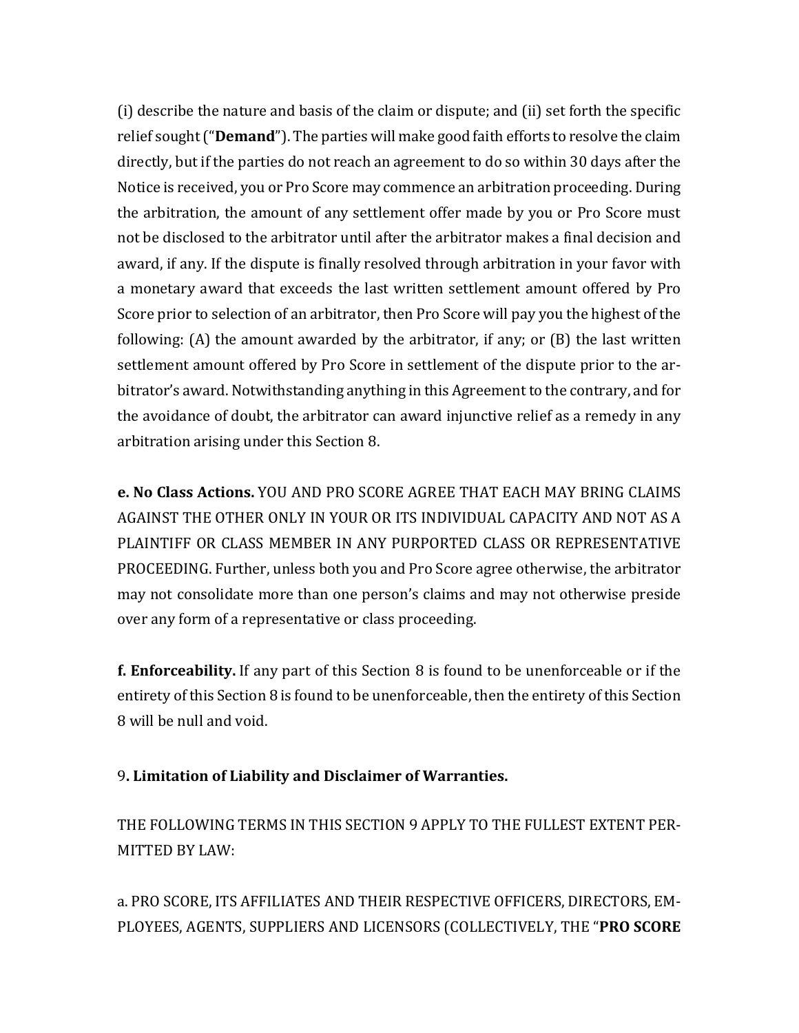(i) describe the nature and basis of the claim or dispute; and (ii) set forth the specific relief sought ("**Demand**"). The parties will make good faith efforts to resolve the claim directly, but if the parties do not reach an agreement to do so within 30 days after the Notice is received, you or Pro Score may commence an arbitration proceeding. During the arbitration, the amount of any settlement offer made by you or Pro Score must not be disclosed to the arbitrator until after the arbitrator makes a final decision and award, if any. If the dispute is finally resolved through arbitration in your favor with a monetary award that exceeds the last written settlement amount offered by Pro Score prior to selection of an arbitrator, then Pro Score will pay you the highest of the following: (A) the amount awarded by the arbitrator, if any; or (B) the last written settlement amount offered by Pro Score in settlement of the dispute prior to the arbitrator's award. Notwithstanding anything in this Agreement to the contrary, and for the avoidance of doubt, the arbitrator can award injunctive relief as a remedy in any arbitration arising under this Section 8.

**e. No Class Actions.** YOU AND PRO SCORE AGREE THAT EACH MAY BRING CLAIMS AGAINST THE OTHER ONLY IN YOUR OR ITS INDIVIDUAL CAPACITY AND NOT AS A PLAINTIFF OR CLASS MEMBER IN ANY PURPORTED CLASS OR REPRESENTATIVE PROCEEDING. Further, unless both you and Pro Score agree otherwise, the arbitrator may not consolidate more than one person's claims and may not otherwise preside over any form of a representative or class proceeding.

**f. Enforceability.** If any part of this Section 8 is found to be unenforceable or if the entirety of this Section 8 is found to be unenforceable, then the entirety of this Section 8 will be null and void.

9**. Limitation of Liability and Disclaimer of Warranties.**

THE FOLLOWING TERMS IN THIS SECTION 9 APPLY TO THE FULLEST EXTENT PERMITTED BY LAW:

a. PRO SCORE, ITS AFFILIATES AND THEIR RESPECTIVE OFFICERS, DIRECTORS, EMPLOYEES, AGENTS, SUPPLIERS AND LICENSORS (COLLECTIVELY, THE "**PRO SCORE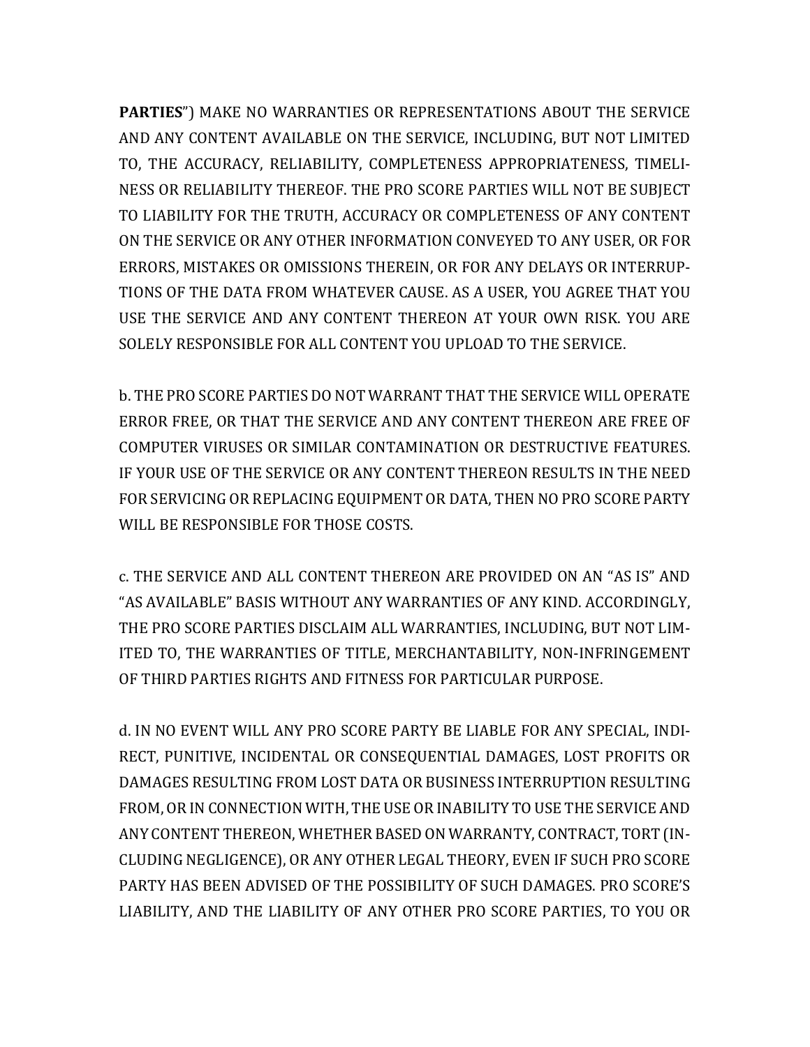**PARTIES**") MAKE NO WARRANTIES OR REPRESENTATIONS ABOUT THE SERVICE AND ANY CONTENT AVAILABLE ON THE SERVICE, INCLUDING, BUT NOT LIMITED TO, THE ACCURACY, RELIABILITY, COMPLETENESS APPROPRIATENESS, TIMELINESS OR RELIABILITY THEREOF. THE PRO SCORE PARTIES WILL NOT BE SUBJECT TO LIABILITY FOR THE TRUTH, ACCURACY OR COMPLETENESS OF ANY CONTENT ON THE SERVICE OR ANY OTHER INFORMATION CONVEYED TO ANY USER, OR FOR ERRORS, MISTAKES OR OMISSIONS THEREIN, OR FOR ANY DELAYS OR INTERRUPTIONS OF THE DATA FROM WHATEVER CAUSE. AS A USER, YOU AGREE THAT YOU USE THE SERVICE AND ANY CONTENT THEREON AT YOUR OWN RISK. YOU ARE SOLELY RESPONSIBLE FOR ALL CONTENT YOU UPLOAD TO THE SERVICE.

b. THE PRO SCORE PARTIES DO NOT WARRANT THAT THE SERVICE WILL OPERATE ERROR FREE, OR THAT THE SERVICE AND ANY CONTENT THEREON ARE FREE OF COMPUTER VIRUSES OR SIMILAR CONTAMINATION OR DESTRUCTIVE FEATURES. IF YOUR USE OF THE SERVICE OR ANY CONTENT THEREON RESULTS IN THE NEED FOR SERVICING OR REPLACING EQUIPMENT OR DATA, THEN NO PRO SCORE PARTY WILL BE RESPONSIBLE FOR THOSE COSTS.

c. THE SERVICE AND ALL CONTENT THEREON ARE PROVIDED ON AN "AS IS" AND "AS AVAILABLE" BASIS WITHOUT ANY WARRANTIES OF ANY KIND. ACCORDINGLY, THE PRO SCORE PARTIES DISCLAIM ALL WARRANTIES, INCLUDING, BUT NOT LIMITED TO, THE WARRANTIES OF TITLE, MERCHANTABILITY, NON-INFRINGEMENT OF THIRD PARTIES RIGHTS AND FITNESS FOR PARTICULAR PURPOSE.

d. IN NO EVENT WILL ANY PRO SCORE PARTY BE LIABLE FOR ANY SPECIAL, INDIRECT, PUNITIVE, INCIDENTAL OR CONSEQUENTIAL DAMAGES, LOST PROFITS OR DAMAGES RESULTING FROM LOST DATA OR BUSINESS INTERRUPTION RESULTING FROM, OR IN CONNECTION WITH, THE USE OR INABILITY TO USE THE SERVICE AND ANY CONTENT THEREON, WHETHER BASED ON WARRANTY, CONTRACT, TORT (INCLUDING NEGLIGENCE), OR ANY OTHER LEGAL THEORY, EVEN IF SUCH PRO SCORE PARTY HAS BEEN ADVISED OF THE POSSIBILITY OF SUCH DAMAGES. PRO SCORE'S LIABILITY, AND THE LIABILITY OF ANY OTHER PRO SCORE PARTIES, TO YOU OR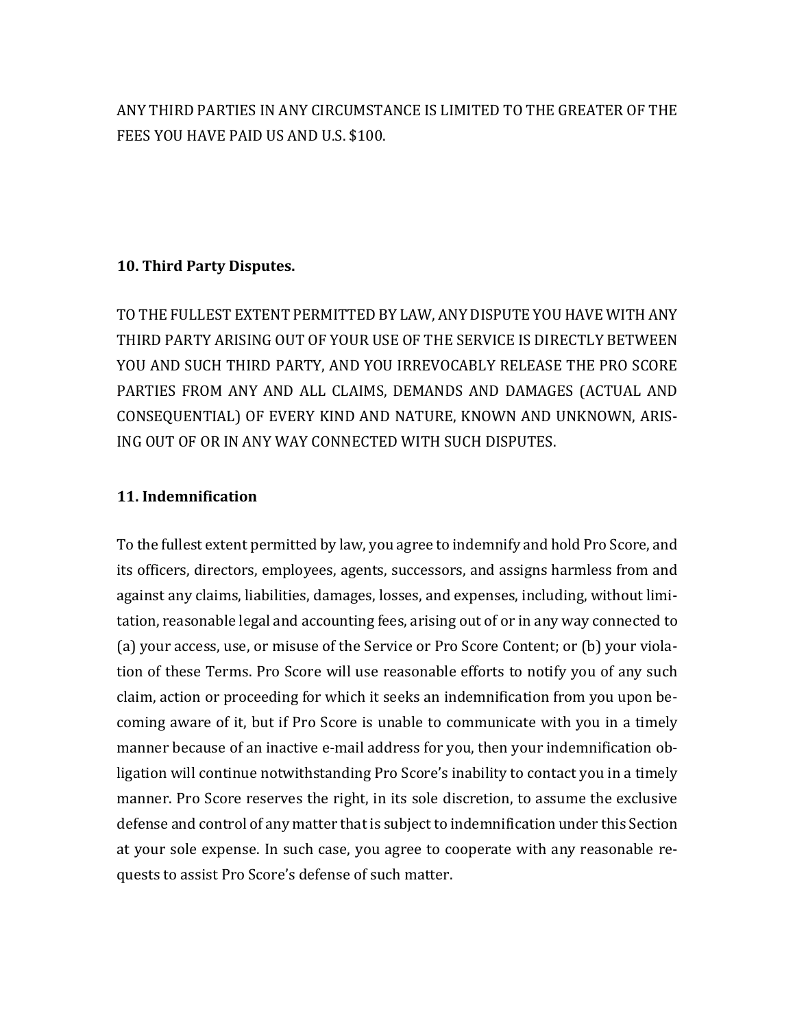ANY THIRD PARTIES IN ANY CIRCUMSTANCE IS LIMITED TO THE GREATER OF THE FEES YOU HAVE PAID US AND U.S. $100.

**10. Third Party Disputes.**

TO THE FULLEST EXTENT PERMITTED BY LAW, ANY DISPUTE YOU HAVE WITH ANY THIRD PARTY ARISING OUT OF YOUR USE OF THE SERVICE IS DIRECTLY BETWEEN YOU AND SUCH THIRD PARTY, AND YOU IRREVOCABLY RELEASE THE PRO SCORE PARTIES FROM ANY AND ALL CLAIMS, DEMANDS AND DAMAGES (ACTUAL AND CONSEQUENTIAL) OF EVERY KIND AND NATURE, KNOWN AND UNKNOWN, ARISING OUT OF OR IN ANY WAY CONNECTED WITH SUCH DISPUTES.

**11. Indemnification**

To the fullest extent permitted by law, you agree to indemnify and hold Pro Score, and its officers, directors, employees, agents, successors, and assigns harmless from and against any claims, liabilities, damages, losses, and expenses, including, without limitation, reasonable legal and accounting fees, arising out of or in any way connected to (a) your access, use, or misuse of the Service or Pro Score Content; or (b) your violation of these Terms. Pro Score will use reasonable efforts to notify you of any such claim, action or proceeding for which it seeks an indemnification from you upon becoming aware of it, but if Pro Score is unable to communicate with you in a timely manner because of an inactive e-mail address for you, then your indemnification obligation will continue notwithstanding Pro Score's inability to contact you in a timely manner. Pro Score reserves the right, in its sole discretion, to assume the exclusive defense and control of any matter that is subject to indemnification under this Section at your sole expense. In such case, you agree to cooperate with any reasonable requests to assist Pro Score's defense of such matter.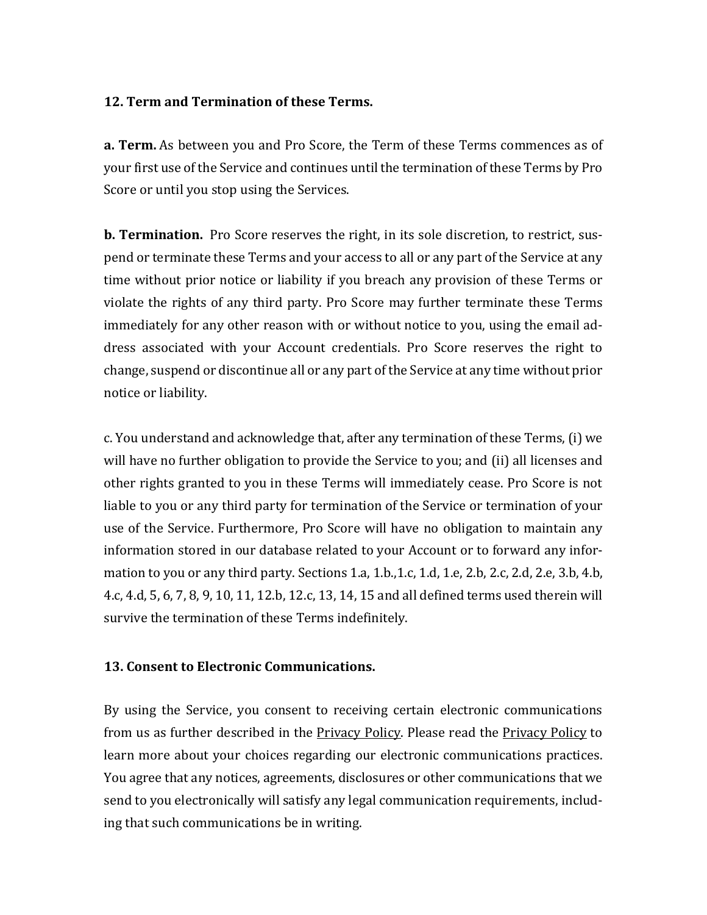**12. Term and Termination of these Terms.**

**a. Term.** As between you and Pro Score, the Term of these Terms commences as of your first use of the Service and continues until the termination of these Terms by Pro Score or until you stop using the Services.

**b. Termination.** Pro Score reserves the right, in its sole discretion, to restrict, suspend or terminate these Terms and your access to all or any part of the Service at any time without prior notice or liability if you breach any provision of these Terms or violate the rights of any third party. Pro Score may further terminate these Terms immediately for any other reason with or without notice to you, using the email address associated with your Account credentials. Pro Score reserves the right to change, suspend or discontinue all or any part of the Service at any time without prior notice or liability.

c. You understand and acknowledge that, after any termination of these Terms, (i) we will have no further obligation to provide the Service to you; and (ii) all licenses and other rights granted to you in these Terms will immediately cease. Pro Score is not liable to you or any third party for termination of the Service or termination of your use of the Service. Furthermore, Pro Score will have no obligation to maintain any information stored in our database related to your Account or to forward any information to you or any third party. Sections 1.a, 1.b.,1.c, 1.d, 1.e, 2.b, 2.c, 2.d, 2.e, 3.b, 4.b, 4.c, 4.d, 5, 6, 7, 8, 9, 10, 11, 12.b, 12.c, 13, 14, 15 and all defined terms used therein will survive the termination of these Terms indefinitely.

**13. Consent to Electronic Communications.**

By using the Service, you consent to receiving certain electronic communications from us as further described in the Privacy Policy. Please read the Privacy Policy to learn more about your choices regarding our electronic communications practices. You agree that any notices, agreements, disclosures or other communications that we send to you electronically will satisfy any legal communication requirements, including that such communications be in writing.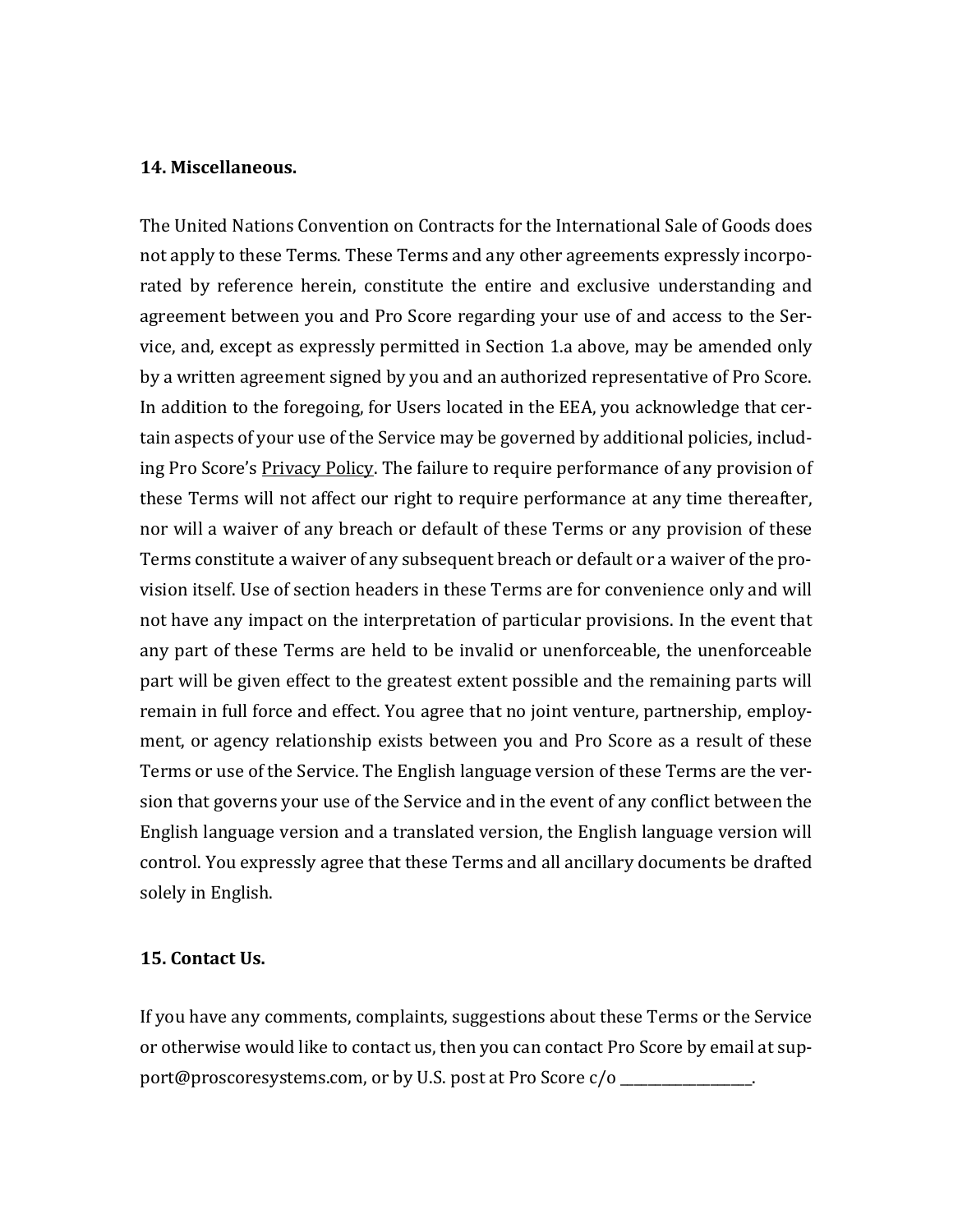**14. Miscellaneous.**

The United Nations Convention on Contracts for the International Sale of Goods does not apply to these Terms. These Terms and any other agreements expressly incorporated by reference herein, constitute the entire and exclusive understanding and agreement between you and Pro Score regarding your use of and access to the Service, and, except as expressly permitted in Section 1.a above, may be amended only by a written agreement signed by you and an authorized representative of Pro Score. In addition to the foregoing, for Users located in the EEA, you acknowledge that certain aspects of your use of the Service may be governed by additional policies, including Pro Score's Privacy Policy. The failure to require performance of any provision of these Terms will not affect our right to require performance at any time thereafter, nor will a waiver of any breach or default of these Terms or any provision of these Terms constitute a waiver of any subsequent breach or default or a waiver of the provision itself. Use of section headers in these Terms are for convenience only and will not have any impact on the interpretation of particular provisions. In the event that any part of these Terms are held to be invalid or unenforceable, the unenforceable part will be given effect to the greatest extent possible and the remaining parts will remain in full force and effect. You agree that no joint venture, partnership, employment, or agency relationship exists between you and Pro Score as a result of these Terms or use of the Service. The English language version of these Terms are the version that governs your use of the Service and in the event of any conflict between the English language version and a translated version, the English language version will control. You expressly agree that these Terms and all ancillary documents be drafted solely in English.

**15. Contact Us.**

If you have any comments, complaints, suggestions about these Terms or the Service or otherwise would like to contact us, then you can contact Pro Score by email at support@proscoresystems.com, or by U.S. post at Pro Score c/o ___________________.